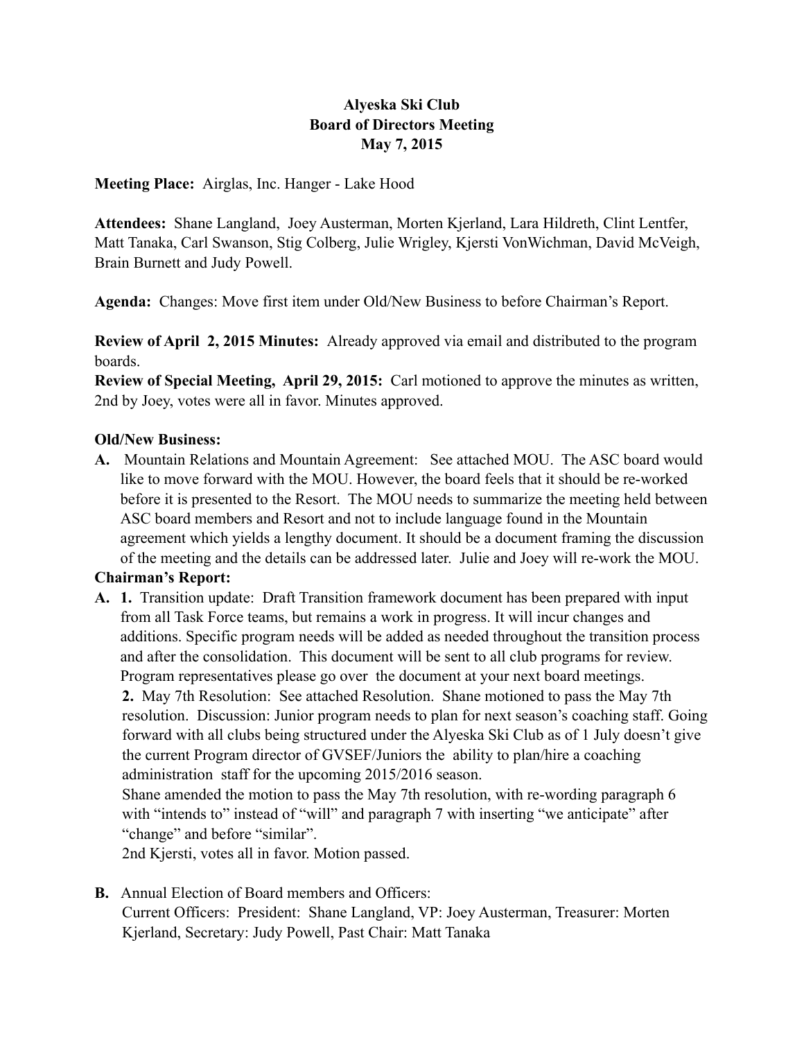# Alyeska Ski Club
## Board of Directors Meeting
### May 7, 2015

**Meeting Place:** Airglas, Inc. Hanger - Lake Hood

**Attendees:** Shane Langland, Joey Austerman, Morten Kjerland, Lara Hildreth, Clint Lentfer, Matt Tanaka, Carl Swanson, Stig Colberg, Julie Wrigley, Kjersti VonWichman, David McVeigh, Brain Burnett and Judy Powell.

**Agenda:** Changes: Move first item under Old/New Business to before Chairman's Report.

**Review of April 2, 2015 Minutes:** Already approved via email and distributed to the program boards.

**Review of Special Meeting, April 29, 2015:** Carl motioned to approve the minutes as written, 2nd by Joey, votes were all in favor. Minutes approved.

**Old/New Business:**

**A.** Mountain Relations and Mountain Agreement: See attached MOU. The ASC board would like to move forward with the MOU. However, the board feels that it should be re-worked before it is presented to the Resort. The MOU needs to summarize the meeting held between ASC board members and Resort and not to include language found in the Mountain agreement which yields a lengthy document. It should be a document framing the discussion of the meeting and the details can be addressed later. Julie and Joey will re-work the MOU.

**Chairman's Report:**

**A. 1.** Transition update: Draft Transition framework document has been prepared with input from all Task Force teams, but remains a work in progress. It will incur changes and additions. Specific program needs will be added as needed throughout the transition process and after the consolidation. This document will be sent to all club programs for review. Program representatives please go over the document at your next board meetings.

**2.** May 7th Resolution: See attached Resolution. Shane motioned to pass the May 7th resolution. Discussion: Junior program needs to plan for next season's coaching staff. Going forward with all clubs being structured under the Alyeska Ski Club as of 1 July doesn't give the current Program director of GVSEF/Juniors the ability to plan/hire a coaching administration staff for the upcoming 2015/2016 season.

Shane amended the motion to pass the May 7th resolution, with re-wording paragraph 6 with "intends to" instead of "will" and paragraph 7 with inserting "we anticipate" after "change" and before "similar".

2nd Kjersti, votes all in favor. Motion passed.

**B.** Annual Election of Board members and Officers:

Current Officers: President: Shane Langland, VP: Joey Austerman, Treasurer: Morten Kjerland, Secretary: Judy Powell, Past Chair: Matt Tanaka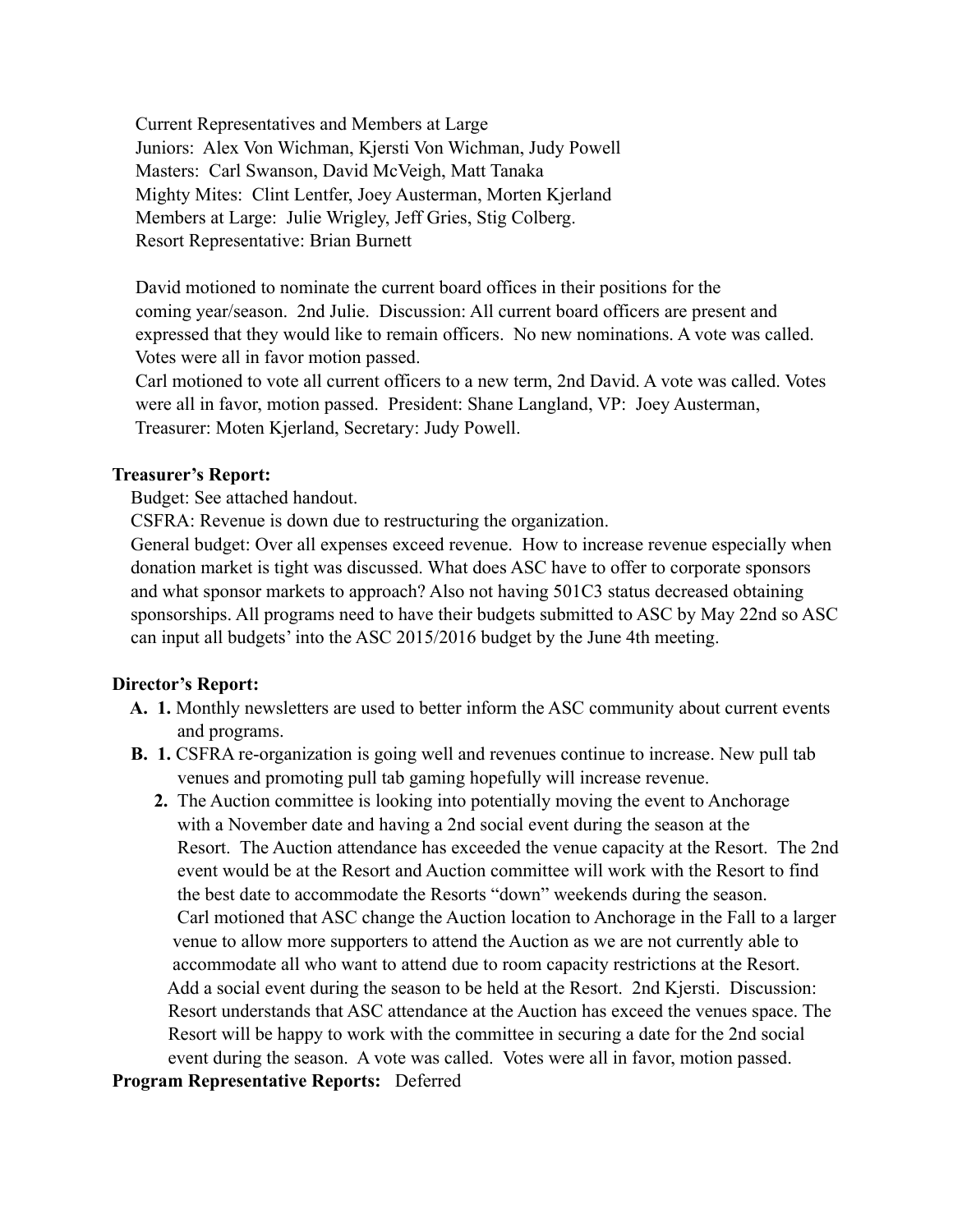Current Representatives and Members at Large
Juniors: Alex Von Wichman, Kjersti Von Wichman, Judy Powell
Masters: Carl Swanson, David McVeigh, Matt Tanaka
Mighty Mites: Clint Lentfer, Joey Austerman, Morten Kjerland
Members at Large: Julie Wrigley, Jeff Gries, Stig Colberg.
Resort Representative: Brian Burnett

David motioned to nominate the current board offices in their positions for the coming year/season. 2nd Julie. Discussion: All current board officers are present and expressed that they would like to remain officers. No new nominations. A vote was called. Votes were all in favor motion passed.
Carl motioned to vote all current officers to a new term, 2nd David. A vote was called. Votes were all in favor, motion passed. President: Shane Langland, VP: Joey Austerman, Treasurer: Moten Kjerland, Secretary: Judy Powell.

**Treasurer's Report:**

Budget: See attached handout.
CSFRA: Revenue is down due to restructuring the organization.
General budget: Over all expenses exceed revenue. How to increase revenue especially when donation market is tight was discussed. What does ASC have to offer to corporate sponsors and what sponsor markets to approach? Also not having 501C3 status decreased obtaining sponsorships. All programs need to have their budgets submitted to ASC by May 22nd so ASC can input all budgets' into the ASC 2015/2016 budget by the June 4th meeting.

**Director's Report:**

**A.** **1.** Monthly newsletters are used to better inform the ASC community about current events and programs.

**B.** **1.** CSFRA re-organization is going well and revenues continue to increase. New pull tab venues and promoting pull tab gaming hopefully will increase revenue.

**2.** The Auction committee is looking into potentially moving the event to Anchorage with a November date and having a 2nd social event during the season at the Resort. The Auction attendance has exceeded the venue capacity at the Resort. The 2nd event would be at the Resort and Auction committee will work with the Resort to find the best date to accommodate the Resorts "down" weekends during the season.
Carl motioned that ASC change the Auction location to Anchorage in the Fall to a larger venue to allow more supporters to attend the Auction as we are not currently able to accommodate all who want to attend due to room capacity restrictions at the Resort. Add a social event during the season to be held at the Resort. 2nd Kjersti. Discussion: Resort understands that ASC attendance at the Auction has exceed the venues space. The Resort will be happy to work with the committee in securing a date for the 2nd social event during the season. A vote was called. Votes were all in favor, motion passed.

**Program Representative Reports:** Deferred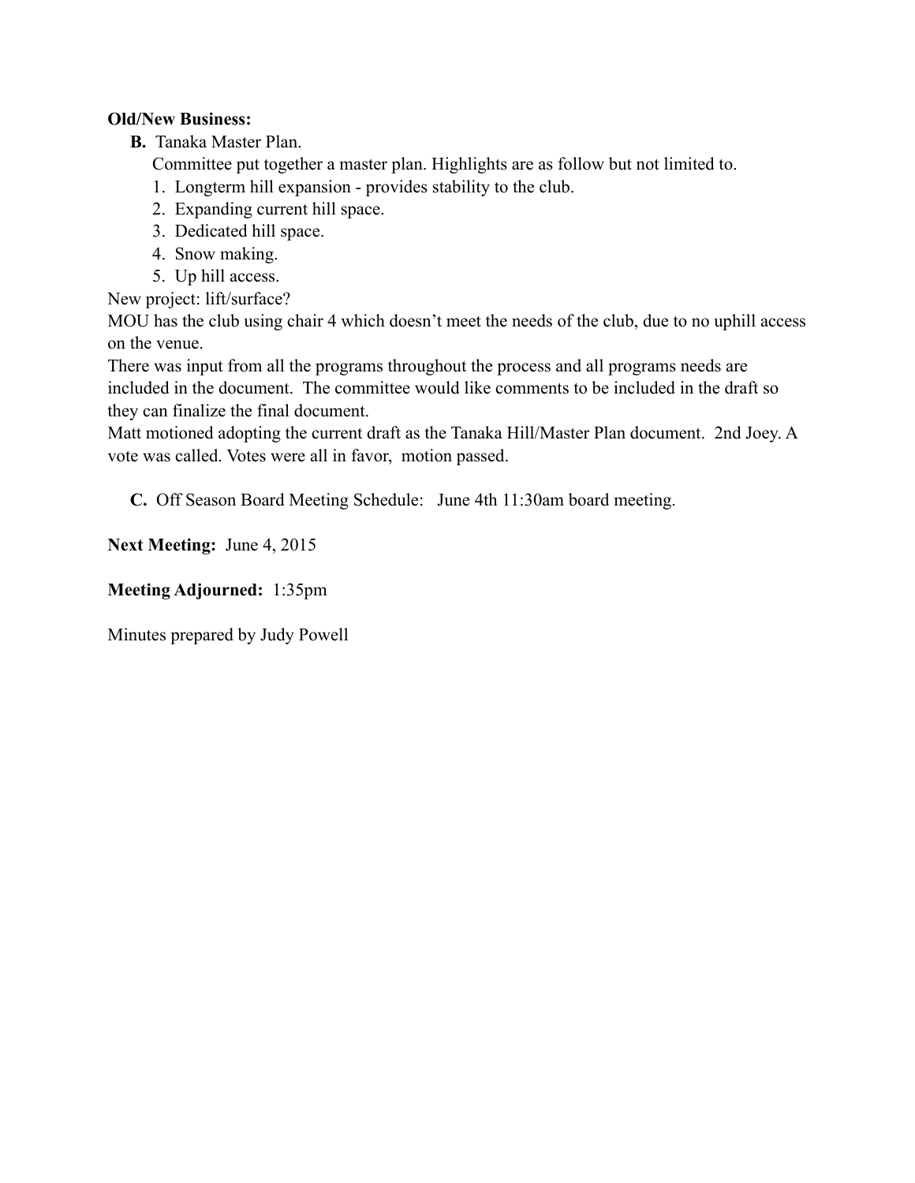**Old/New Business:**

**B.** Tanaka Master Plan.

Committee put together a master plan. Highlights are as follow but not limited to.

1. Longterm hill expansion - provides stability to the club.
2. Expanding current hill space.
3. Dedicated hill space.
4. Snow making.
5. Up hill access.

New project: lift/surface?

MOU has the club using chair 4 which doesn't meet the needs of the club, due to no uphill access on the venue.

There was input from all the programs throughout the process and all programs needs are included in the document. The committee would like comments to be included in the draft so they can finalize the final document.

Matt motioned adopting the current draft as the Tanaka Hill/Master Plan document. 2nd Joey. A vote was called. Votes were all in favor, motion passed.

**C.** Off Season Board Meeting Schedule: June 4th 11:30am board meeting.

**Next Meeting:** June 4, 2015

**Meeting Adjourned:** 1:35pm

Minutes prepared by Judy Powell